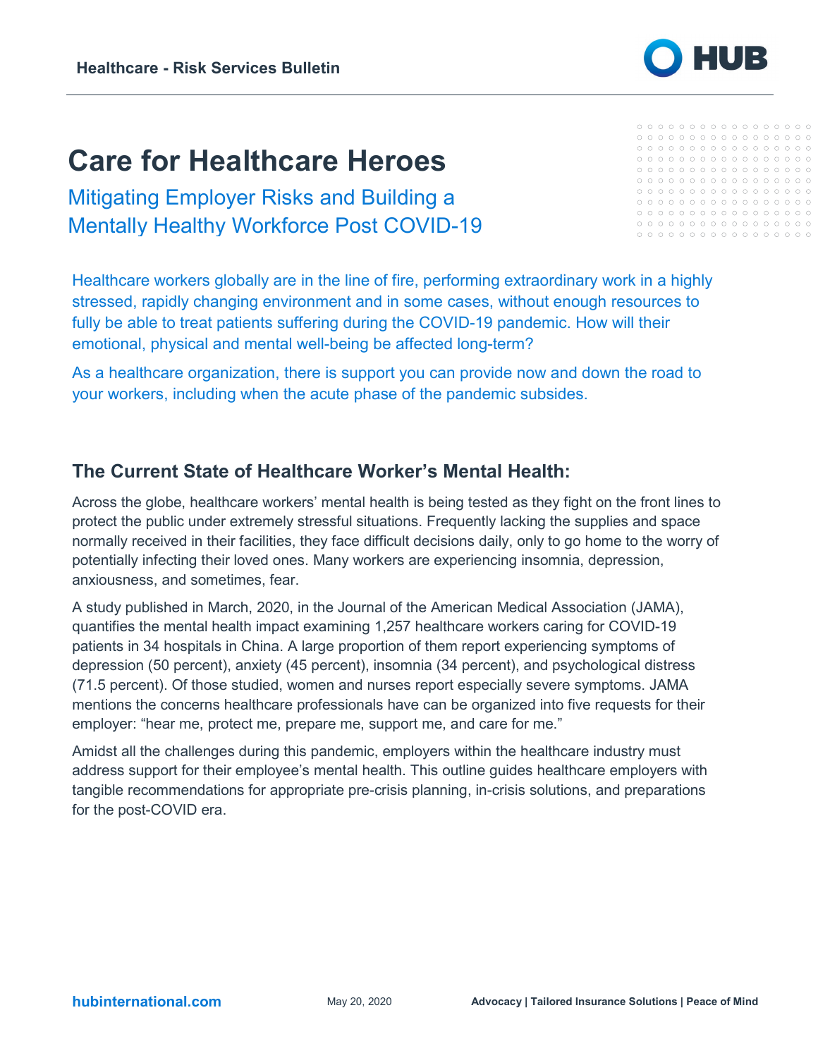# Care for Healthcare Heroes

## Mitigating Employer Risks and Building a Mentally Healthy Workforce Post COVID-19

Healthcare workers globally are in the line of fire, performing extraordinary work in a highly stressed, rapidly changing environment and in some cases, without enough resources to fully be able to treat patients suffering during the COVID-19 pandemic. How will their emotional, physical and mental well-being be affected long-term?

As a healthcare organization, there is support you can provide now and down the road to your workers, including when the acute phase of the pandemic subsides.

### The Current State of Healthcare Worker's Mental Health:

Across the globe, healthcare workers' mental health is being tested as they fight on the front lines to protect the public under extremely stressful situations. Frequently lacking the supplies and space normally received in their facilities, they face difficult decisions daily, only to go home to the worry of potentially infecting their loved ones. Many workers are experiencing insomnia, depression, anxiousness, and sometimes, fear.

A study published in March, 2020, in the Journal of the American Medical Association (JAMA), quantifies the mental health impact examining 1,257 healthcare workers caring for COVID-19 patients in 34 hospitals in China. A large proportion of them report experiencing symptoms of depression (50 percent), anxiety (45 percent), insomnia (34 percent), and psychological distress (71.5 percent). Of those studied, women and nurses report especially severe symptoms. JAMA mentions the concerns healthcare professionals have can be organized into five requests for their employer: "hear me, protect me, prepare me, support me, and care for me."

Amidst all the challenges during this pandemic, employers within the healthcare industry must address support for their employee's mental health. This outline guides healthcare employers with tangible recommendations for appropriate pre-crisis planning, in-crisis solutions, and preparations for the post-COVID era.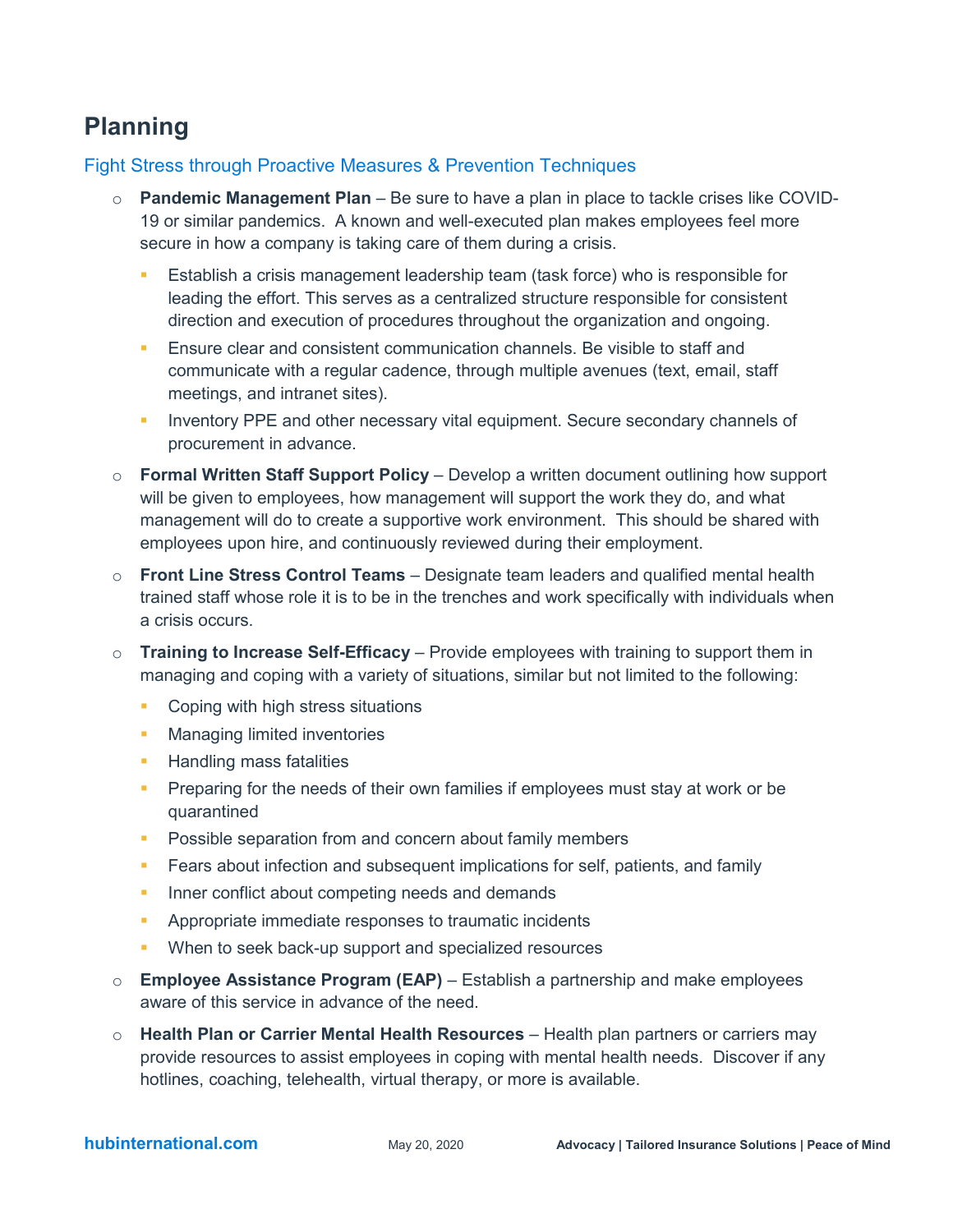## Planning

### Fight Stress through Proactive Measures & Prevention Techniques

- **Pandemic Management Plan** – Be sure to have a plan in place to tackle crises like COVID-19 or similar pandemics. A known and well-executed plan makes employees feel more secure in how a company is taking care of them during a crisis.
  - Establish a crisis management leadership team (task force) who is responsible for leading the effort. This serves as a centralized structure responsible for consistent direction and execution of procedures throughout the organization and ongoing.
  - Ensure clear and consistent communication channels. Be visible to staff and communicate with a regular cadence, through multiple avenues (text, email, staff meetings, and intranet sites).
  - Inventory PPE and other necessary vital equipment. Secure secondary channels of procurement in advance.
- **Formal Written Staff Support Policy** – Develop a written document outlining how support will be given to employees, how management will support the work they do, and what management will do to create a supportive work environment. This should be shared with employees upon hire, and continuously reviewed during their employment.
- **Front Line Stress Control Teams** – Designate team leaders and qualified mental health trained staff whose role it is to be in the trenches and work specifically with individuals when a crisis occurs.
- **Training to Increase Self-Efficacy** – Provide employees with training to support them in managing and coping with a variety of situations, similar but not limited to the following:
  - Coping with high stress situations
  - Managing limited inventories
  - Handling mass fatalities
  - Preparing for the needs of their own families if employees must stay at work or be quarantined
  - Possible separation from and concern about family members
  - Fears about infection and subsequent implications for self, patients, and family
  - Inner conflict about competing needs and demands
  - Appropriate immediate responses to traumatic incidents
  - When to seek back-up support and specialized resources
- **Employee Assistance Program (EAP)** – Establish a partnership and make employees aware of this service in advance of the need.
- **Health Plan or Carrier Mental Health Resources** – Health plan partners or carriers may provide resources to assist employees in coping with mental health needs. Discover if any hotlines, coaching, telehealth, virtual therapy, or more is available.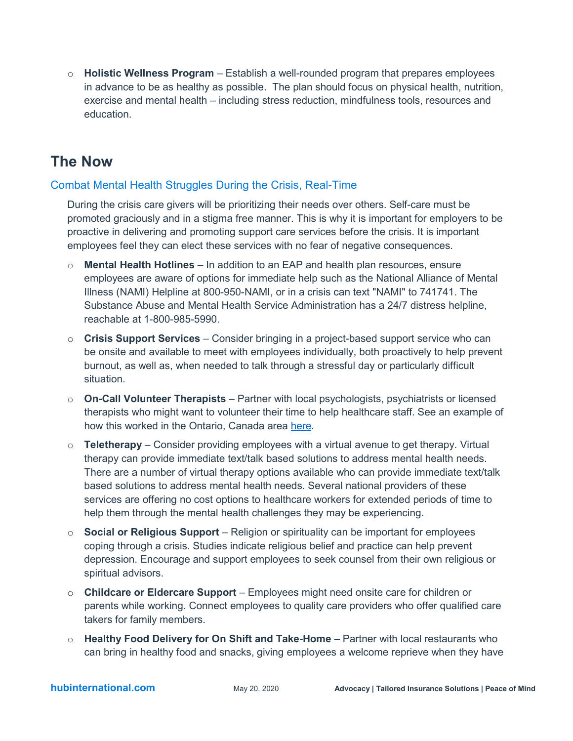- **Holistic Wellness Program** – Establish a well-rounded program that prepares employees in advance to be as healthy as possible. The plan should focus on physical health, nutrition, exercise and mental health – including stress reduction, mindfulness tools, resources and education.

## The Now

### Combat Mental Health Struggles During the Crisis, Real-Time

During the crisis care givers will be prioritizing their needs over others. Self-care must be promoted graciously and in a stigma free manner. This is why it is important for employers to be proactive in delivering and promoting support care services before the crisis. It is important employees feel they can elect these services with no fear of negative consequences.

- **Mental Health Hotlines** – In addition to an EAP and health plan resources, ensure employees are aware of options for immediate help such as the National Alliance of Mental Illness (NAMI) Helpline at 800-950-NAMI, or in a crisis can text "NAMI" to 741741. The Substance Abuse and Mental Health Service Administration has a 24/7 distress helpline, reachable at 1-800-985-5990.
- **Crisis Support Services** – Consider bringing in a project-based support service who can be onsite and available to meet with employees individually, both proactively to help prevent burnout, as well as, when needed to talk through a stressful day or particularly difficult situation.
- **On-Call Volunteer Therapists** – Partner with local psychologists, psychiatrists or licensed therapists who might want to volunteer their time to help healthcare staff. See an example of how this worked in the Ontario, Canada area [here](#).
- **Teletherapy** – Consider providing employees with a virtual avenue to get therapy. Virtual therapy can provide immediate text/talk based solutions to address mental health needs. There are a number of virtual therapy options available who can provide immediate text/talk based solutions to address mental health needs. Several national providers of these services are offering no cost options to healthcare workers for extended periods of time to help them through the mental health challenges they may be experiencing.
- **Social or Religious Support** – Religion or spirituality can be important for employees coping through a crisis. Studies indicate religious belief and practice can help prevent depression. Encourage and support employees to seek counsel from their own religious or spiritual advisors.
- **Childcare or Eldercare Support** – Employees might need onsite care for children or parents while working. Connect employees to quality care providers who offer qualified care takers for family members.
- **Healthy Food Delivery for On Shift and Take-Home** – Partner with local restaurants who can bring in healthy food and snacks, giving employees a welcome reprieve when they have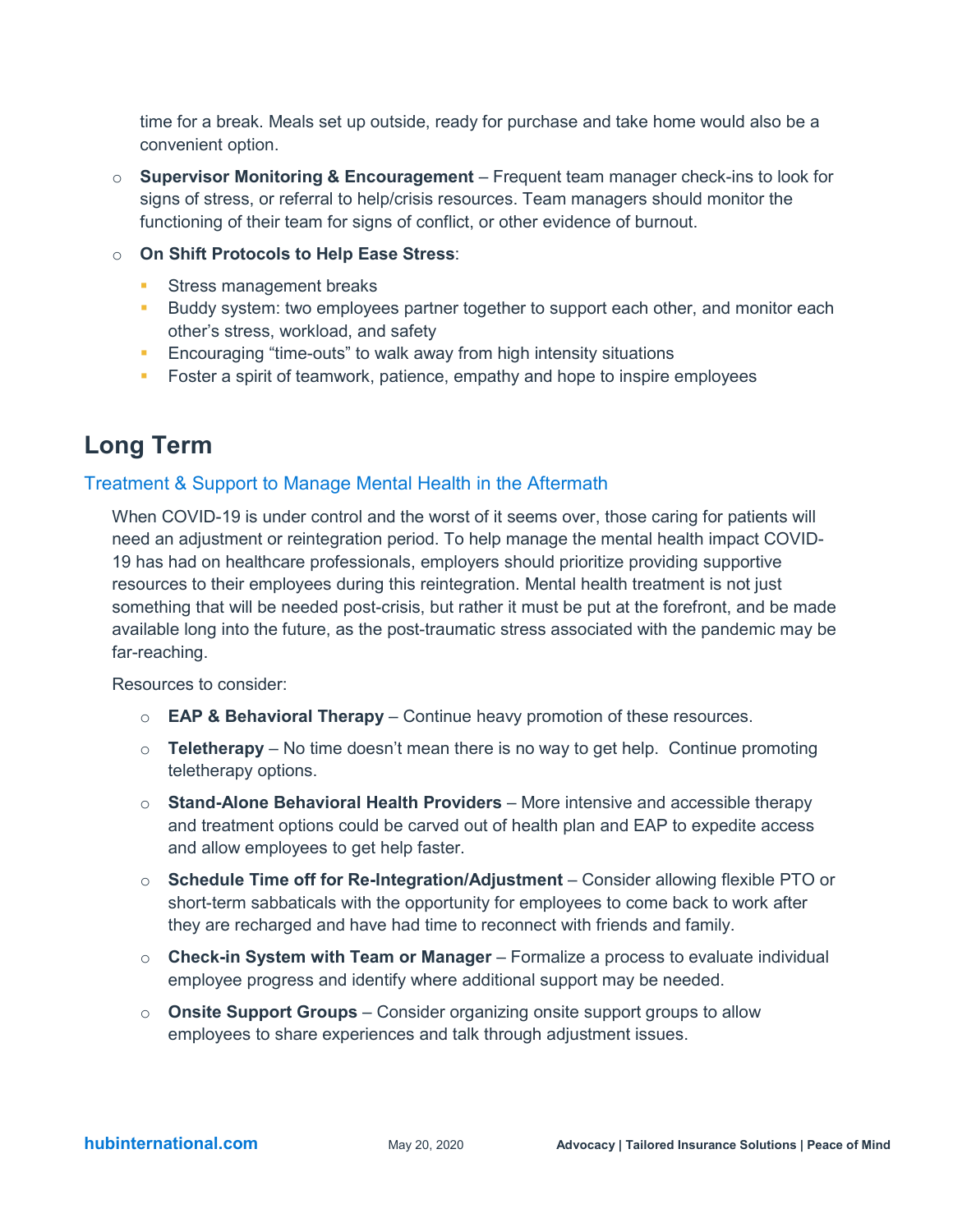time for a break. Meals set up outside, ready for purchase and take home would also be a convenient option.

- **Supervisor Monitoring & Encouragement** – Frequent team manager check-ins to look for signs of stress, or referral to help/crisis resources. Team managers should monitor the functioning of their team for signs of conflict, or other evidence of burnout.
- **On Shift Protocols to Help Ease Stress**:
  - Stress management breaks
  - Buddy system: two employees partner together to support each other, and monitor each other's stress, workload, and safety
  - Encouraging "time-outs" to walk away from high intensity situations
  - Foster a spirit of teamwork, patience, empathy and hope to inspire employees

## Long Term

### Treatment & Support to Manage Mental Health in the Aftermath

When COVID-19 is under control and the worst of it seems over, those caring for patients will need an adjustment or reintegration period. To help manage the mental health impact COVID-19 has had on healthcare professionals, employers should prioritize providing supportive resources to their employees during this reintegration. Mental health treatment is not just something that will be needed post-crisis, but rather it must be put at the forefront, and be made available long into the future, as the post-traumatic stress associated with the pandemic may be far-reaching.

Resources to consider:

- **EAP & Behavioral Therapy** – Continue heavy promotion of these resources.
- **Teletherapy** – No time doesn't mean there is no way to get help. Continue promoting teletherapy options.
- **Stand-Alone Behavioral Health Providers** – More intensive and accessible therapy and treatment options could be carved out of health plan and EAP to expedite access and allow employees to get help faster.
- **Schedule Time off for Re-Integration/Adjustment** – Consider allowing flexible PTO or short-term sabbaticals with the opportunity for employees to come back to work after they are recharged and have had time to reconnect with friends and family.
- **Check-in System with Team or Manager** – Formalize a process to evaluate individual employee progress and identify where additional support may be needed.
- **Onsite Support Groups** – Consider organizing onsite support groups to allow employees to share experiences and talk through adjustment issues.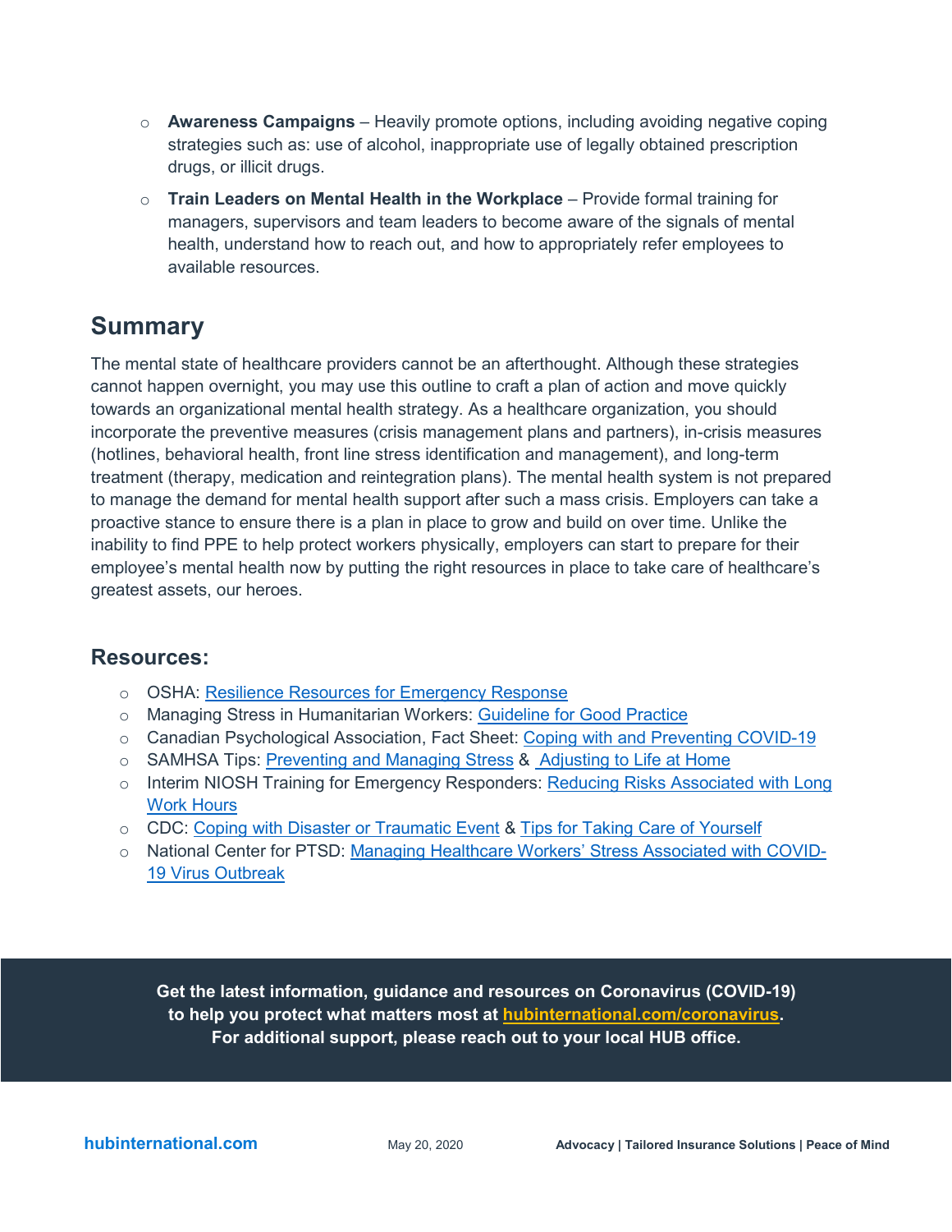- **Awareness Campaigns** – Heavily promote options, including avoiding negative coping strategies such as: use of alcohol, inappropriate use of legally obtained prescription drugs, or illicit drugs.
- **Train Leaders on Mental Health in the Workplace** – Provide formal training for managers, supervisors and team leaders to become aware of the signals of mental health, understand how to reach out, and how to appropriately refer employees to available resources.

## Summary

The mental state of healthcare providers cannot be an afterthought. Although these strategies cannot happen overnight, you may use this outline to craft a plan of action and move quickly towards an organizational mental health strategy. As a healthcare organization, you should incorporate the preventive measures (crisis management plans and partners), in-crisis measures (hotlines, behavioral health, front line stress identification and management), and long-term treatment (therapy, medication and reintegration plans). The mental health system is not prepared to manage the demand for mental health support after such a mass crisis. Employers can take a proactive stance to ensure there is a plan in place to grow and build on over time. Unlike the inability to find PPE to help protect workers physically, employers can start to prepare for their employee's mental health now by putting the right resources in place to take care of healthcare's greatest assets, our heroes.

### Resources:

- OSHA: Resilience Resources for Emergency Response
- Managing Stress in Humanitarian Workers: Guideline for Good Practice
- Canadian Psychological Association, Fact Sheet: Coping with and Preventing COVID-19
- SAMHSA Tips: Preventing and Managing Stress & Adjusting to Life at Home
- Interim NIOSH Training for Emergency Responders: Reducing Risks Associated with Long Work Hours
- CDC: Coping with Disaster or Traumatic Event & Tips for Taking Care of Yourself
- National Center for PTSD: Managing Healthcare Workers' Stress Associated with COVID-19 Virus Outbreak

**Get the latest information, guidance and resources on Coronavirus (COVID-19) to help you protect what matters most at hubinternational.com/coronavirus. For additional support, please reach out to your local HUB office.**

hubinternational.com May 20, 2020 **Advocacy | Tailored Insurance Solutions | Peace of Mind**